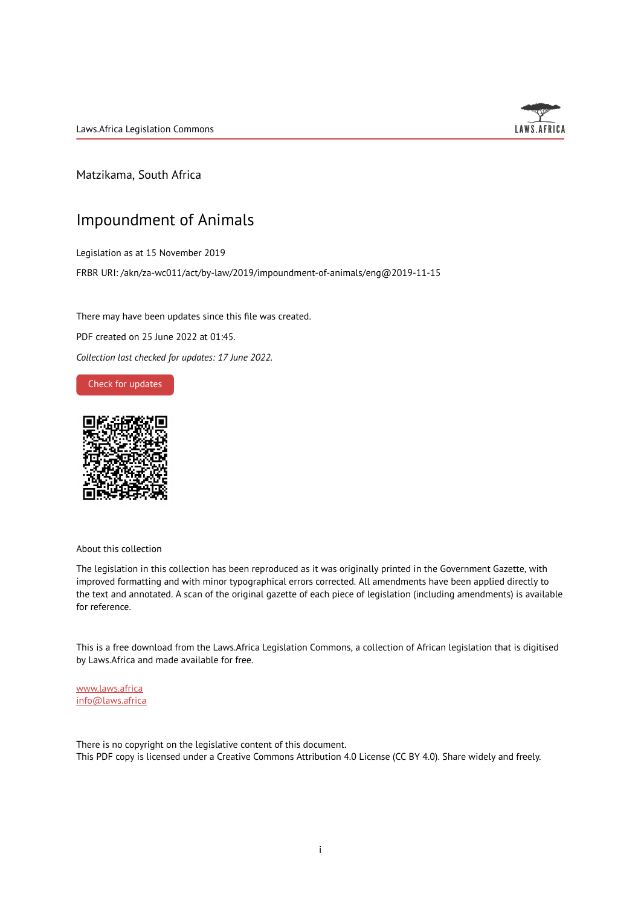Matzikama, South Africa

# Impoundment of Animals

Legislation as at 15 November 2019

FRBR URI: /akn/za-wc011/act/by-law/2019/impoundment-of-animals/eng@2019-11-15

There may have been updates since this file was created.

PDF created on 25 June 2022 at 01:45.

*Collection last checked for updates: 17 June 2022.*

Check for updates

About this collection

The legislation in this collection has been reproduced as it was originally printed in the Government Gazette, with improved formatting and with minor typographical errors corrected. All amendments have been applied directly to the text and annotated. A scan of the original gazette of each piece of legislation (including amendments) is available for reference.

This is a free download from the Laws.Africa Legislation Commons, a collection of African legislation that is digitised by Laws.Africa and made available for free.

www.laws.africa
info@laws.africa

There is no copyright on the legislative content of this document.
This PDF copy is licensed under a Creative Commons Attribution 4.0 License (CC BY 4.0). Share widely and freely.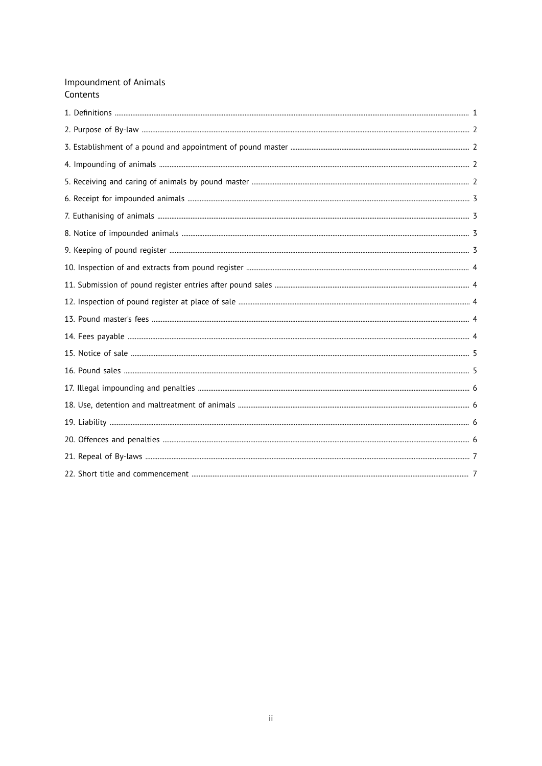Impoundment of Animals

Contents

1. Definitions ... 1
2. Purpose of By-law ... 2
3. Establishment of a pound and appointment of pound master ... 2
4. Impounding of animals ... 2
5. Receiving and caring of animals by pound master ... 2
6. Receipt for impounded animals ... 3
7. Euthanising of animals ... 3
8. Notice of impounded animals ... 3
9. Keeping of pound register ... 3
10. Inspection of and extracts from pound register ... 4
11. Submission of pound register entries after pound sales ... 4
12. Inspection of pound register at place of sale ... 4
13. Pound master's fees ... 4
14. Fees payable ... 4
15. Notice of sale ... 5
16. Pound sales ... 5
17. Illegal impounding and penalties ... 6
18. Use, detention and maltreatment of animals ... 6
19. Liability ... 6
20. Offences and penalties ... 6
21. Repeal of By-laws ... 7
22. Short title and commencement ... 7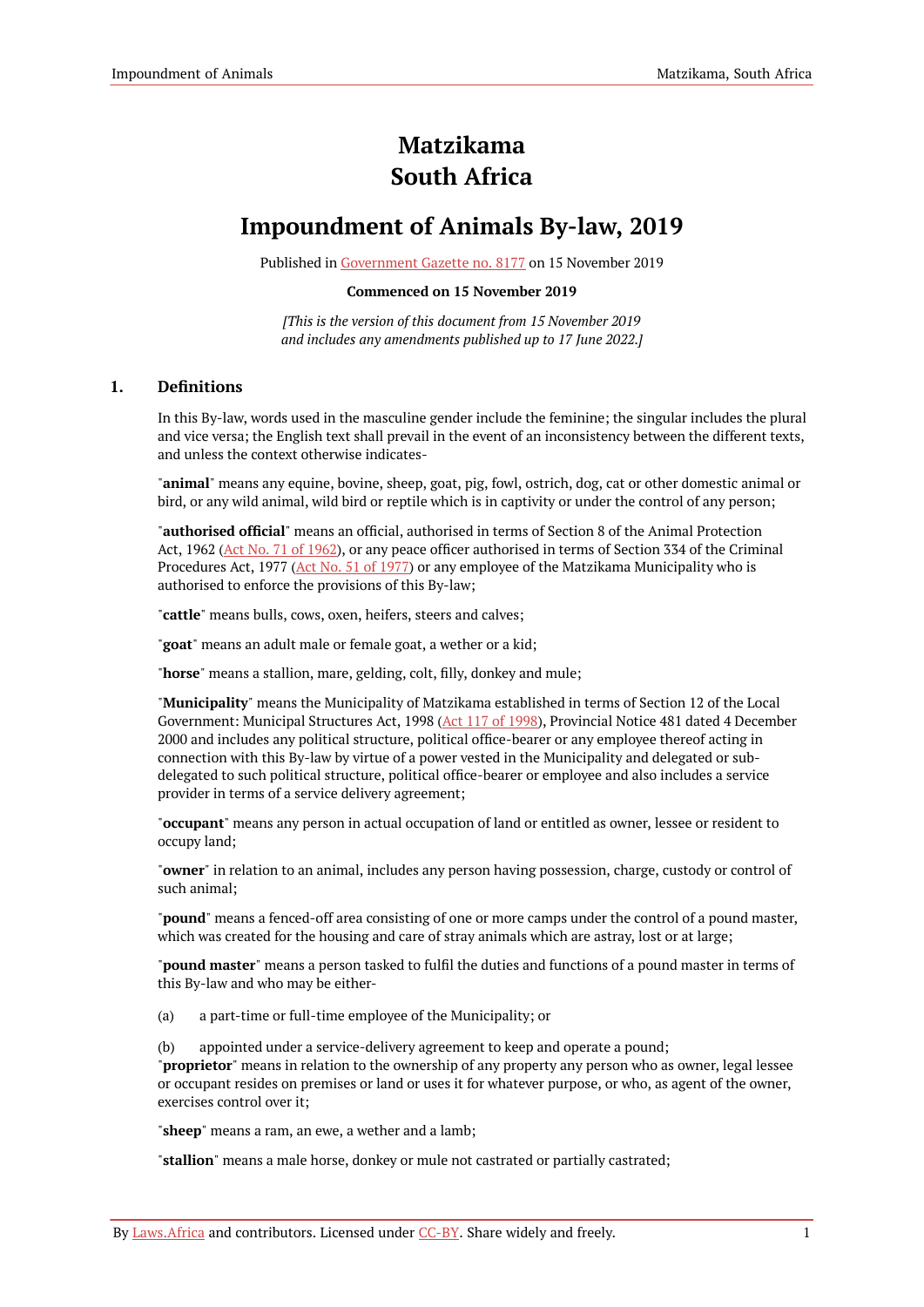# Matzikama
# South Africa

# Impoundment of Animals By-law, 2019

Published in [Government Gazette no. 8177](https://commons.laws.africa/) on 15 November 2019

**Commenced on 15 November 2019**

*[This is the version of this document from 15 November 2019 and includes any amendments published up to 17 June 2022.]*

## 1. Definitions

In this By-law, words used in the masculine gender include the feminine; the singular includes the plural and vice versa; the English text shall prevail in the event of an inconsistency between the different texts, and unless the context otherwise indicates-

"**animal**" means any equine, bovine, sheep, goat, pig, fowl, ostrich, dog, cat or other domestic animal or bird, or any wild animal, wild bird or reptile which is in captivity or under the control of any person;

"**authorised official**" means an official, authorised in terms of Section 8 of the Animal Protection Act, 1962 (Act No. 71 of 1962), or any peace officer authorised in terms of Section 334 of the Criminal Procedures Act, 1977 (Act No. 51 of 1977) or any employee of the Matzikama Municipality who is authorised to enforce the provisions of this By-law;

"**cattle**" means bulls, cows, oxen, heifers, steers and calves;

"**goat**" means an adult male or female goat, a wether or a kid;

"**horse**" means a stallion, mare, gelding, colt, filly, donkey and mule;

"**Municipality**" means the Municipality of Matzikama established in terms of Section 12 of the Local Government: Municipal Structures Act, 1998 (Act 117 of 1998), Provincial Notice 481 dated 4 December 2000 and includes any political structure, political office-bearer or any employee thereof acting in connection with this By-law by virtue of a power vested in the Municipality and delegated or sub-delegated to such political structure, political office-bearer or employee and also includes a service provider in terms of a service delivery agreement;

"**occupant**" means any person in actual occupation of land or entitled as owner, lessee or resident to occupy land;

"**owner**" in relation to an animal, includes any person having possession, charge, custody or control of such animal;

"**pound**" means a fenced-off area consisting of one or more camps under the control of a pound master, which was created for the housing and care of stray animals which are astray, lost or at large;

"**pound master**" means a person tasked to fulfil the duties and functions of a pound master in terms of this By-law and who may be either-

(a) a part-time or full-time employee of the Municipality; or

(b) appointed under a service-delivery agreement to keep and operate a pound;

"**proprietor**" means in relation to the ownership of any property any person who as owner, legal lessee or occupant resides on premises or land or uses it for whatever purpose, or who, as agent of the owner, exercises control over it;

"**sheep**" means a ram, an ewe, a wether and a lamb;

"**stallion**" means a male horse, donkey or mule not castrated or partially castrated;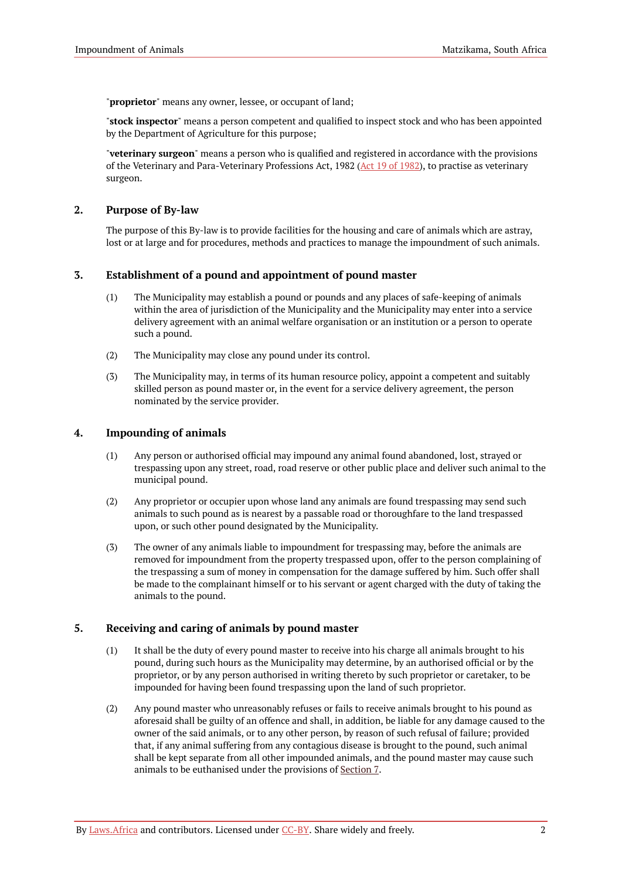"**proprietor**" means any owner, lessee, or occupant of land;

"**stock inspector**" means a person competent and qualified to inspect stock and who has been appointed by the Department of Agriculture for this purpose;

"**veterinary surgeon**" means a person who is qualified and registered in accordance with the provisions of the Veterinary and Para-Veterinary Professions Act, 1982 (Act 19 of 1982), to practise as veterinary surgeon.

## 2. Purpose of By-law

The purpose of this By-law is to provide facilities for the housing and care of animals which are astray, lost or at large and for procedures, methods and practices to manage the impoundment of such animals.

## 3. Establishment of a pound and appointment of pound master

(1) The Municipality may establish a pound or pounds and any places of safe-keeping of animals within the area of jurisdiction of the Municipality and the Municipality may enter into a service delivery agreement with an animal welfare organisation or an institution or a person to operate such a pound.

(2) The Municipality may close any pound under its control.

(3) The Municipality may, in terms of its human resource policy, appoint a competent and suitably skilled person as pound master or, in the event for a service delivery agreement, the person nominated by the service provider.

## 4. Impounding of animals

(1) Any person or authorised official may impound any animal found abandoned, lost, strayed or trespassing upon any street, road, road reserve or other public place and deliver such animal to the municipal pound.

(2) Any proprietor or occupier upon whose land any animals are found trespassing may send such animals to such pound as is nearest by a passable road or thoroughfare to the land trespassed upon, or such other pound designated by the Municipality.

(3) The owner of any animals liable to impoundment for trespassing may, before the animals are removed for impoundment from the property trespassed upon, offer to the person complaining of the trespassing a sum of money in compensation for the damage suffered by him. Such offer shall be made to the complainant himself or to his servant or agent charged with the duty of taking the animals to the pound.

## 5. Receiving and caring of animals by pound master

(1) It shall be the duty of every pound master to receive into his charge all animals brought to his pound, during such hours as the Municipality may determine, by an authorised official or by the proprietor, or by any person authorised in writing thereto by such proprietor or caretaker, to be impounded for having been found trespassing upon the land of such proprietor.

(2) Any pound master who unreasonably refuses or fails to receive animals brought to his pound as aforesaid shall be guilty of an offence and shall, in addition, be liable for any damage caused to the owner of the said animals, or to any other person, by reason of such refusal of failure; provided that, if any animal suffering from any contagious disease is brought to the pound, such animal shall be kept separate from all other impounded animals, and the pound master may cause such animals to be euthanised under the provisions of Section 7.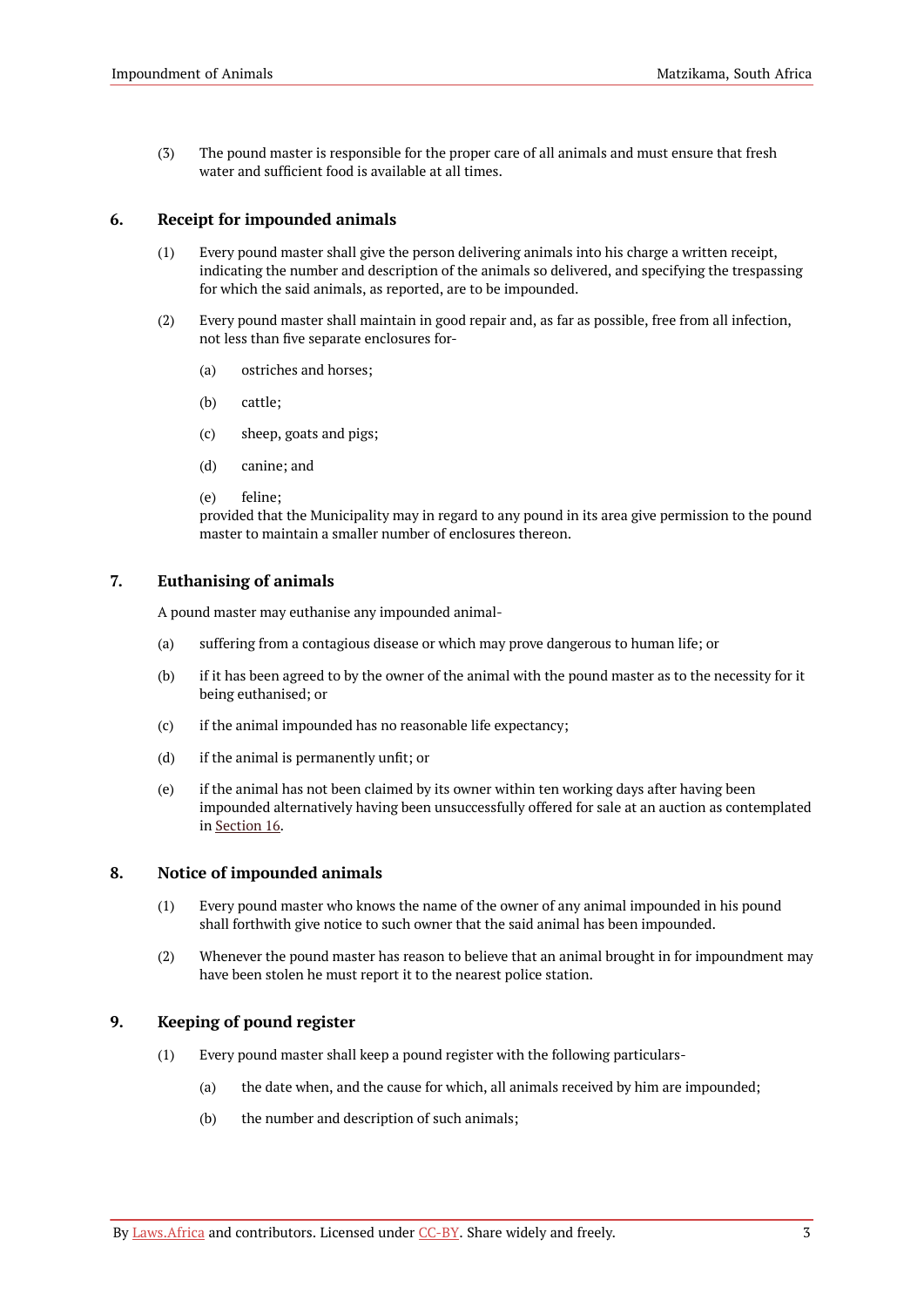(3) The pound master is responsible for the proper care of all animals and must ensure that fresh water and sufficient food is available at all times.

## 6. Receipt for impounded animals

(1) Every pound master shall give the person delivering animals into his charge a written receipt, indicating the number and description of the animals so delivered, and specifying the trespassing for which the said animals, as reported, are to be impounded.

(2) Every pound master shall maintain in good repair and, as far as possible, free from all infection, not less than five separate enclosures for-

(a) ostriches and horses;

(b) cattle;

(c) sheep, goats and pigs;

(d) canine; and

(e) feline;

provided that the Municipality may in regard to any pound in its area give permission to the pound master to maintain a smaller number of enclosures thereon.

## 7. Euthanising of animals

A pound master may euthanise any impounded animal-

(a) suffering from a contagious disease or which may prove dangerous to human life; or

(b) if it has been agreed to by the owner of the animal with the pound master as to the necessity for it being euthanised; or

(c) if the animal impounded has no reasonable life expectancy;

(d) if the animal is permanently unfit; or

(e) if the animal has not been claimed by its owner within ten working days after having been impounded alternatively having been unsuccessfully offered for sale at an auction as contemplated in Section 16.

## 8. Notice of impounded animals

(1) Every pound master who knows the name of the owner of any animal impounded in his pound shall forthwith give notice to such owner that the said animal has been impounded.

(2) Whenever the pound master has reason to believe that an animal brought in for impoundment may have been stolen he must report it to the nearest police station.

## 9. Keeping of pound register

(1) Every pound master shall keep a pound register with the following particulars-

(a) the date when, and the cause for which, all animals received by him are impounded;

(b) the number and description of such animals;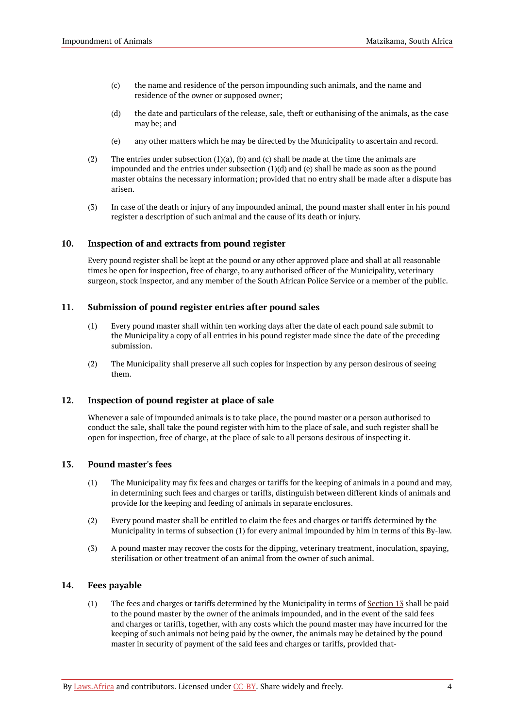(c) the name and residence of the person impounding such animals, and the name and residence of the owner or supposed owner;

(d) the date and particulars of the release, sale, theft or euthanising of the animals, as the case may be; and

(e) any other matters which he may be directed by the Municipality to ascertain and record.

(2) The entries under subsection (1)(a), (b) and (c) shall be made at the time the animals are impounded and the entries under subsection (1)(d) and (e) shall be made as soon as the pound master obtains the necessary information; provided that no entry shall be made after a dispute has arisen.

(3) In case of the death or injury of any impounded animal, the pound master shall enter in his pound register a description of such animal and the cause of its death or injury.

## 10. Inspection of and extracts from pound register

Every pound register shall be kept at the pound or any other approved place and shall at all reasonable times be open for inspection, free of charge, to any authorised officer of the Municipality, veterinary surgeon, stock inspector, and any member of the South African Police Service or a member of the public.

## 11. Submission of pound register entries after pound sales

(1) Every pound master shall within ten working days after the date of each pound sale submit to the Municipality a copy of all entries in his pound register made since the date of the preceding submission.

(2) The Municipality shall preserve all such copies for inspection by any person desirous of seeing them.

## 12. Inspection of pound register at place of sale

Whenever a sale of impounded animals is to take place, the pound master or a person authorised to conduct the sale, shall take the pound register with him to the place of sale, and such register shall be open for inspection, free of charge, at the place of sale to all persons desirous of inspecting it.

## 13. Pound master's fees

(1) The Municipality may fix fees and charges or tariffs for the keeping of animals in a pound and may, in determining such fees and charges or tariffs, distinguish between different kinds of animals and provide for the keeping and feeding of animals in separate enclosures.

(2) Every pound master shall be entitled to claim the fees and charges or tariffs determined by the Municipality in terms of subsection (1) for every animal impounded by him in terms of this By-law.

(3) A pound master may recover the costs for the dipping, veterinary treatment, inoculation, spaying, sterilisation or other treatment of an animal from the owner of such animal.

## 14. Fees payable

(1) The fees and charges or tariffs determined by the Municipality in terms of Section 13 shall be paid to the pound master by the owner of the animals impounded, and in the event of the said fees and charges or tariffs, together, with any costs which the pound master may have incurred for the keeping of such animals not being paid by the owner, the animals may be detained by the pound master in security of payment of the said fees and charges or tariffs, provided that-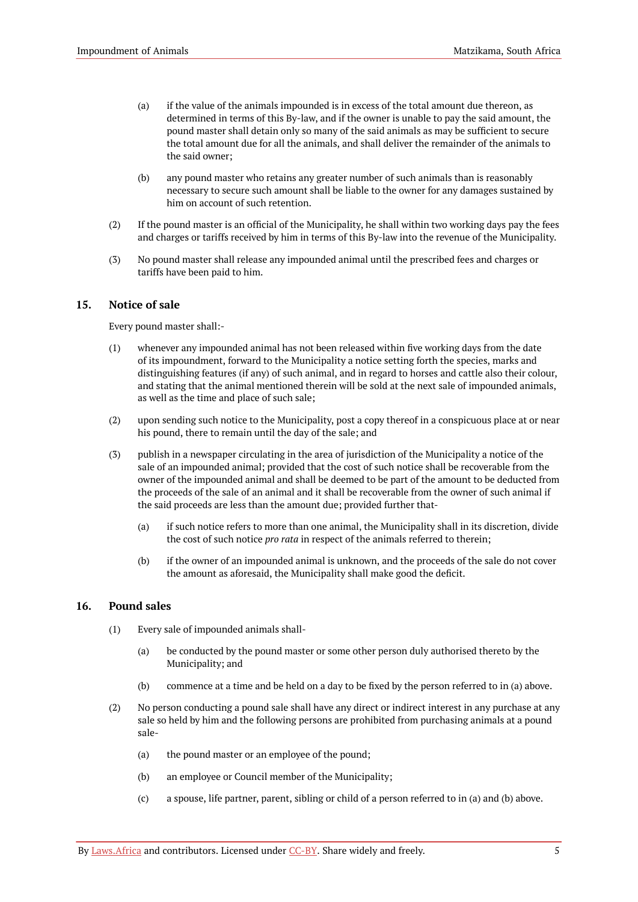(a) if the value of the animals impounded is in excess of the total amount due thereon, as determined in terms of this By-law, and if the owner is unable to pay the said amount, the pound master shall detain only so many of the said animals as may be sufficient to secure the total amount due for all the animals, and shall deliver the remainder of the animals to the said owner;

(b) any pound master who retains any greater number of such animals than is reasonably necessary to secure such amount shall be liable to the owner for any damages sustained by him on account of such retention.

(2) If the pound master is an official of the Municipality, he shall within two working days pay the fees and charges or tariffs received by him in terms of this By-law into the revenue of the Municipality.

(3) No pound master shall release any impounded animal until the prescribed fees and charges or tariffs have been paid to him.

## 15. Notice of sale

Every pound master shall:-

(1) whenever any impounded animal has not been released within five working days from the date of its impoundment, forward to the Municipality a notice setting forth the species, marks and distinguishing features (if any) of such animal, and in regard to horses and cattle also their colour, and stating that the animal mentioned therein will be sold at the next sale of impounded animals, as well as the time and place of such sale;

(2) upon sending such notice to the Municipality, post a copy thereof in a conspicuous place at or near his pound, there to remain until the day of the sale; and

(3) publish in a newspaper circulating in the area of jurisdiction of the Municipality a notice of the sale of an impounded animal; provided that the cost of such notice shall be recoverable from the owner of the impounded animal and shall be deemed to be part of the amount to be deducted from the proceeds of the sale of an animal and it shall be recoverable from the owner of such animal if the said proceeds are less than the amount due; provided further that-

(a) if such notice refers to more than one animal, the Municipality shall in its discretion, divide the cost of such notice *pro rata* in respect of the animals referred to therein;

(b) if the owner of an impounded animal is unknown, and the proceeds of the sale do not cover the amount as aforesaid, the Municipality shall make good the deficit.

## 16. Pound sales

(1) Every sale of impounded animals shall-

(a) be conducted by the pound master or some other person duly authorised thereto by the Municipality; and

(b) commence at a time and be held on a day to be fixed by the person referred to in (a) above.

(2) No person conducting a pound sale shall have any direct or indirect interest in any purchase at any sale so held by him and the following persons are prohibited from purchasing animals at a pound sale-

(a) the pound master or an employee of the pound;

(b) an employee or Council member of the Municipality;

(c) a spouse, life partner, parent, sibling or child of a person referred to in (a) and (b) above.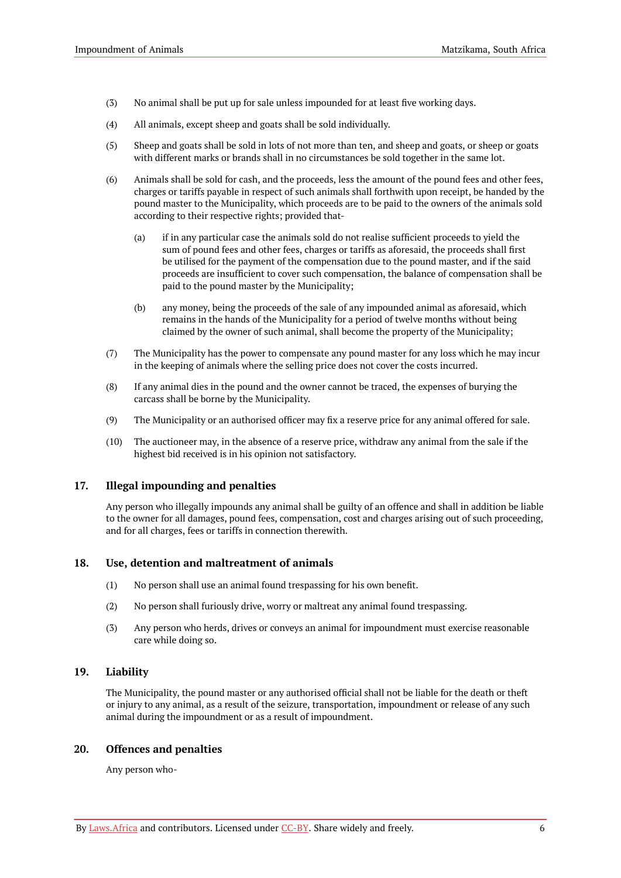(3) No animal shall be put up for sale unless impounded for at least five working days.

(4) All animals, except sheep and goats shall be sold individually.

(5) Sheep and goats shall be sold in lots of not more than ten, and sheep and goats, or sheep or goats with different marks or brands shall in no circumstances be sold together in the same lot.

(6) Animals shall be sold for cash, and the proceeds, less the amount of the pound fees and other fees, charges or tariffs payable in respect of such animals shall forthwith upon receipt, be handed by the pound master to the Municipality, which proceeds are to be paid to the owners of the animals sold according to their respective rights; provided that-

(a) if in any particular case the animals sold do not realise sufficient proceeds to yield the sum of pound fees and other fees, charges or tariffs as aforesaid, the proceeds shall first be utilised for the payment of the compensation due to the pound master, and if the said proceeds are insufficient to cover such compensation, the balance of compensation shall be paid to the pound master by the Municipality;

(b) any money, being the proceeds of the sale of any impounded animal as aforesaid, which remains in the hands of the Municipality for a period of twelve months without being claimed by the owner of such animal, shall become the property of the Municipality;

(7) The Municipality has the power to compensate any pound master for any loss which he may incur in the keeping of animals where the selling price does not cover the costs incurred.

(8) If any animal dies in the pound and the owner cannot be traced, the expenses of burying the carcass shall be borne by the Municipality.

(9) The Municipality or an authorised officer may fix a reserve price for any animal offered for sale.

(10) The auctioneer may, in the absence of a reserve price, withdraw any animal from the sale if the highest bid received is in his opinion not satisfactory.

## 17. Illegal impounding and penalties

Any person who illegally impounds any animal shall be guilty of an offence and shall in addition be liable to the owner for all damages, pound fees, compensation, cost and charges arising out of such proceeding, and for all charges, fees or tariffs in connection therewith.

## 18. Use, detention and maltreatment of animals

(1) No person shall use an animal found trespassing for his own benefit.

(2) No person shall furiously drive, worry or maltreat any animal found trespassing.

(3) Any person who herds, drives or conveys an animal for impoundment must exercise reasonable care while doing so.

## 19. Liability

The Municipality, the pound master or any authorised official shall not be liable for the death or theft or injury to any animal, as a result of the seizure, transportation, impoundment or release of any such animal during the impoundment or as a result of impoundment.

## 20. Offences and penalties

Any person who-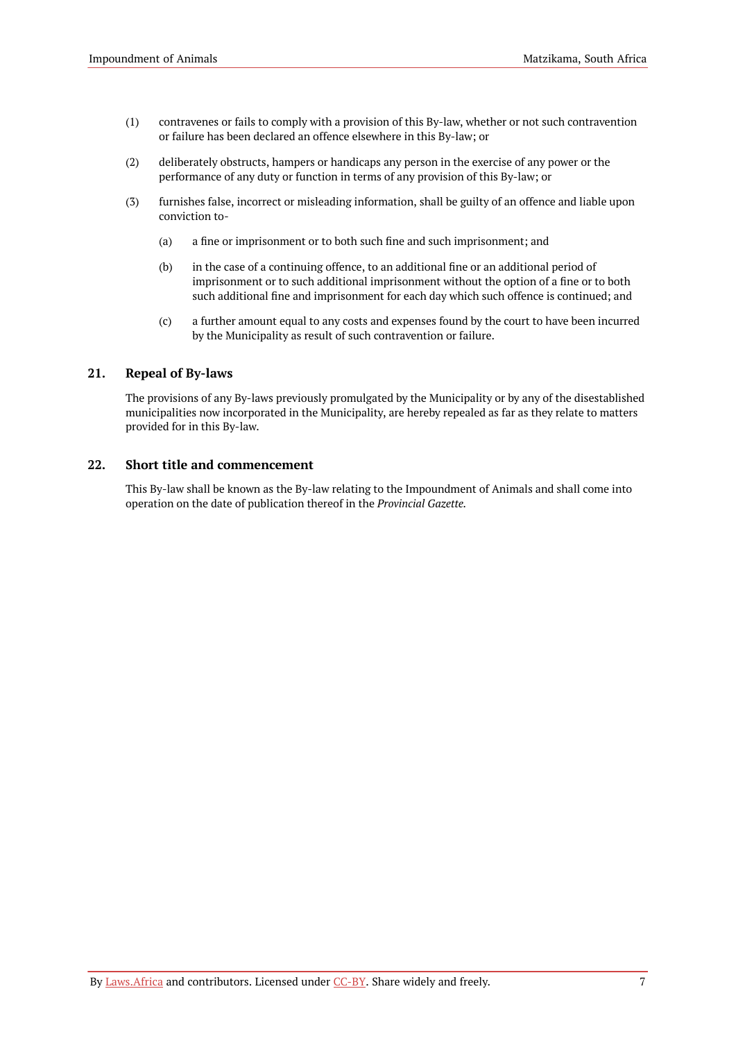(1) contravenes or fails to comply with a provision of this By-law, whether or not such contravention or failure has been declared an offence elsewhere in this By-law; or

(2) deliberately obstructs, hampers or handicaps any person in the exercise of any power or the performance of any duty or function in terms of any provision of this By-law; or

(3) furnishes false, incorrect or misleading information, shall be guilty of an offence and liable upon conviction to-

 (a) a fine or imprisonment or to both such fine and such imprisonment; and

 (b) in the case of a continuing offence, to an additional fine or an additional period of imprisonment or to such additional imprisonment without the option of a fine or to both such additional fine and imprisonment for each day which such offence is continued; and

 (c) a further amount equal to any costs and expenses found by the court to have been incurred by the Municipality as result of such contravention or failure.

### 21. Repeal of By-laws

The provisions of any By-laws previously promulgated by the Municipality or by any of the disestablished municipalities now incorporated in the Municipality, are hereby repealed as far as they relate to matters provided for in this By-law.

### 22. Short title and commencement

This By-law shall be known as the By-law relating to the Impoundment of Animals and shall come into operation on the date of publication thereof in the *Provincial Gazette*.